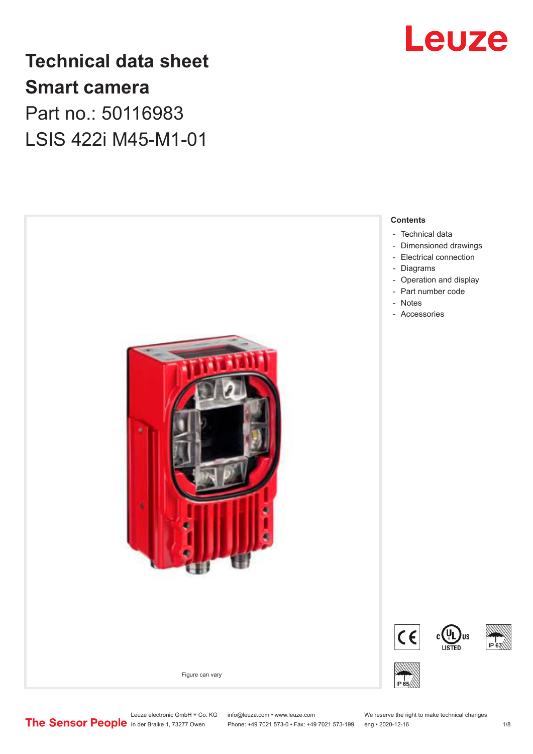# Technical data sheet
# Smart camera
## Part no.: 50116983
## LSIS 422i M45-M1-01

Figure can vary

**Contents**

- Technical data
- Dimensioned drawings
- Electrical connection
- Diagrams
- Operation and display
- Part number code
- Notes
- Accessories

Leuze electronic GmbH + Co. KG
In der Braike 1, 73277 Owen

info@leuze.com • www.leuze.com
Phone: +49 7021 573-0 • Fax: +49 7021 573-199

We reserve the right to make technical changes
eng • 2020-12-16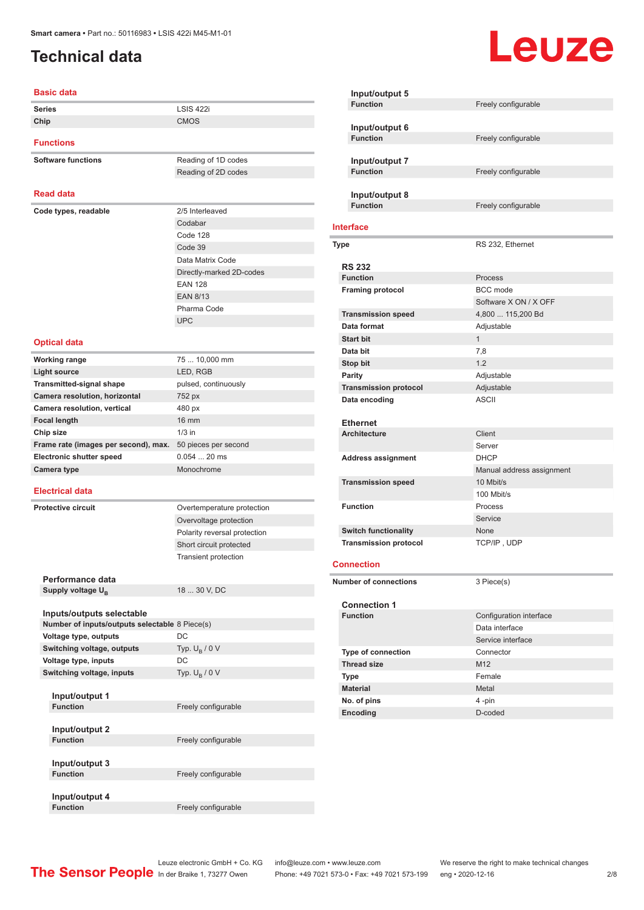# Technical data

## Basic data

| | |
|---|---|
| **Series** | LSIS 422i |
| **Chip** | CMOS |

## Functions

| | |
|---|---|
| **Software functions** | Reading of 1D codes |
| | Reading of 2D codes |

## Read data

| | |
|---|---|
| **Code types, readable** | 2/5 Interleaved |
| | Codabar |
| | Code 128 |
| | Code 39 |
| | Data Matrix Code |
| | Directly-marked 2D-codes |
| | EAN 128 |
| | EAN 8/13 |
| | Pharma Code |
| | UPC |

## Optical data

| | |
|---|---|
| **Working range** | 75 ... 10,000 mm |
| **Light source** | LED, RGB |
| **Transmitted-signal shape** | pulsed, continuously |
| **Camera resolution, horizontal** | 752 px |
| **Camera resolution, vertical** | 480 px |
| **Focal length** | 16 mm |
| **Chip size** | 1/3 in |
| **Frame rate (images per second), max.** | 50 pieces per second |
| **Electronic shutter speed** | 0.054 ... 20 ms |
| **Camera type** | Monochrome |

## Electrical data

| | |
|---|---|
| **Protective circuit** | Overtemperature protection |
| | Overvoltage protection |
| | Polarity reversal protection |
| | Short circuit protected |
| | Transient protection |

### Performance data

| | |
|---|---|
| **Supply voltage $U_B$** | 18 ... 30 V, DC |

### Inputs/outputs selectable

| | |
|---|---|
| **Number of inputs/outputs selectable** | 8 Piece(s) |
| **Voltage type, outputs** | DC |
| **Switching voltage, outputs** | Typ. $U_B$ / 0 V |
| **Voltage type, inputs** | DC |
| **Switching voltage, inputs** | Typ. $U_B$ / 0 V |

#### Input/output 1

| | |
|---|---|
| **Function** | Freely configurable |

#### Input/output 2

| | |
|---|---|
| **Function** | Freely configurable |

#### Input/output 3

| | |
|---|---|
| **Function** | Freely configurable |

#### Input/output 4

| | |
|---|---|
| **Function** | Freely configurable |

#### Input/output 5

| | |
|---|---|
| **Function** | Freely configurable |

#### Input/output 6

| | |
|---|---|
| **Function** | Freely configurable |

#### Input/output 7

| | |
|---|---|
| **Function** | Freely configurable |

#### Input/output 8

| | |
|---|---|
| **Function** | Freely configurable |

## Interface

| | |
|---|---|
| **Type** | RS 232, Ethernet |

### RS 232

| | |
|---|---|
| **Function** | Process |
| **Framing protocol** | BCC mode |
| | Software X ON / X OFF |
| **Transmission speed** | 4,800 ... 115,200 Bd |
| **Data format** | Adjustable |
| **Start bit** | 1 |
| **Data bit** | 7,8 |
| **Stop bit** | 1.2 |
| **Parity** | Adjustable |
| **Transmission protocol** | Adjustable |
| **Data encoding** | ASCII |

### Ethernet

| | |
|---|---|
| **Architecture** | Client |
| | Server |
| **Address assignment** | DHCP |
| | Manual address assignment |
| **Transmission speed** | 10 Mbit/s |
| | 100 Mbit/s |
| **Function** | Process |
| | Service |
| **Switch functionality** | None |
| **Transmission protocol** | TCP/IP , UDP |

## Connection

| | |
|---|---|
| **Number of connections** | 3 Piece(s) |

### Connection 1

| | |
|---|---|
| **Function** | Configuration interface |
| | Data interface |
| | Service interface |
| **Type of connection** | Connector |
| **Thread size** | M12 |
| **Type** | Female |
| **Material** | Metal |
| **No. of pins** | 4 -pin |
| **Encoding** | D-coded |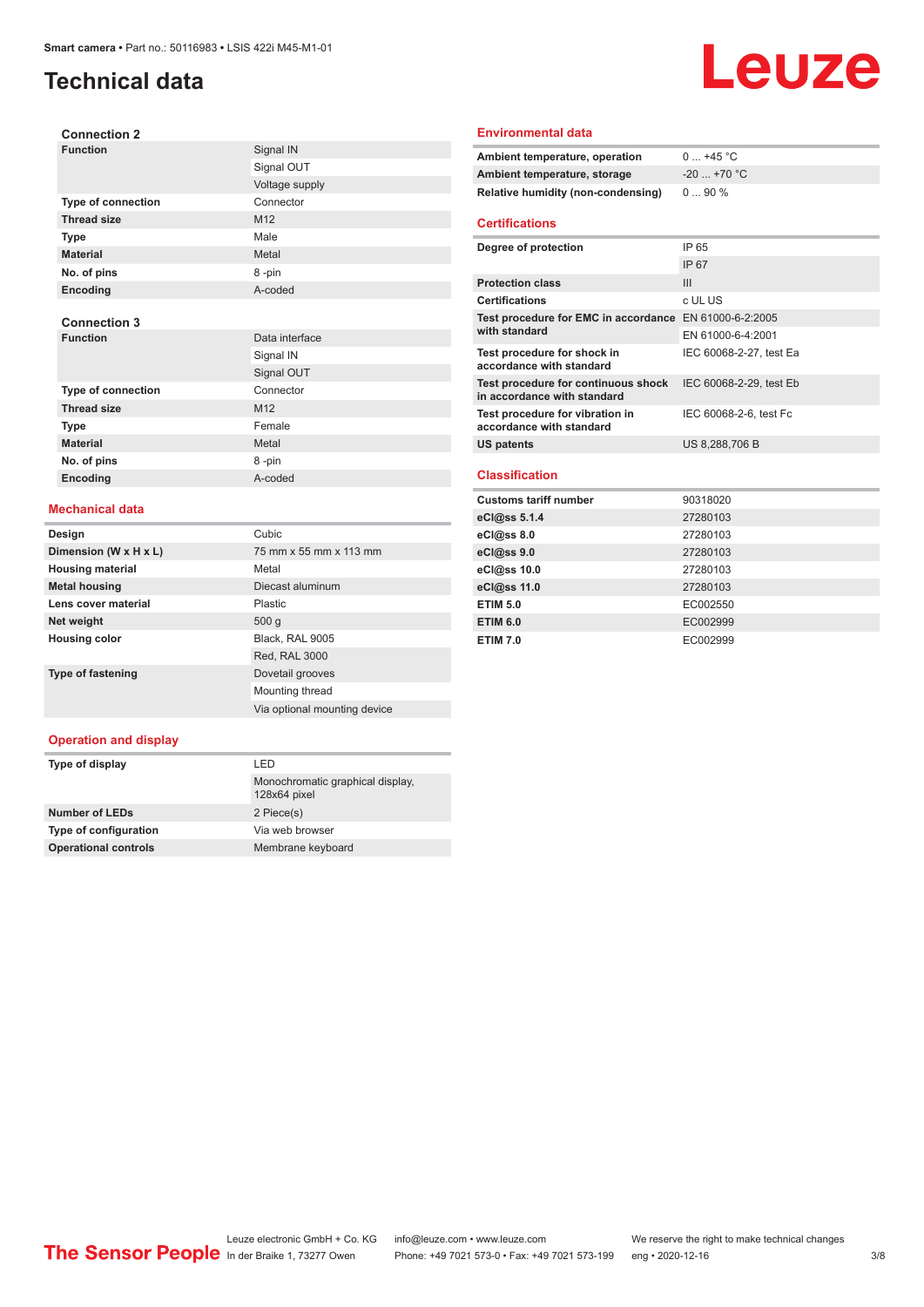# Technical data

### Connection 2

| | |
|---|---|
| **Function** | Signal IN |
| | Signal OUT |
| | Voltage supply |
| **Type of connection** | Connector |
| **Thread size** | M12 |
| **Type** | Male |
| **Material** | Metal |
| **No. of pins** | 8 -pin |
| **Encoding** | A-coded |

### Connection 3

| | |
|---|---|
| **Function** | Data interface |
| | Signal IN |
| | Signal OUT |
| **Type of connection** | Connector |
| **Thread size** | M12 |
| **Type** | Female |
| **Material** | Metal |
| **No. of pins** | 8 -pin |
| **Encoding** | A-coded |

## Mechanical data

| | |
|---|---|
| **Design** | Cubic |
| **Dimension (W x H x L)** | 75 mm x 55 mm x 113 mm |
| **Housing material** | Metal |
| **Metal housing** | Diecast aluminum |
| **Lens cover material** | Plastic |
| **Net weight** | 500 g |
| **Housing color** | Black, RAL 9005 |
| | Red, RAL 3000 |
| **Type of fastening** | Dovetail grooves |
| | Mounting thread |
| | Via optional mounting device |

## Operation and display

| | |
|---|---|
| **Type of display** | LED |
| | Monochromatic graphical display, 128x64 pixel |
| **Number of LEDs** | 2 Piece(s) |
| **Type of configuration** | Via web browser |
| **Operational controls** | Membrane keyboard |

## Environmental data

| | |
|---|---|
| **Ambient temperature, operation** | 0 ... +45 °C |
| **Ambient temperature, storage** | -20 ... +70 °C |
| **Relative humidity (non-condensing)** | 0 ... 90 % |

## Certifications

| | |
|---|---|
| **Degree of protection** | IP 65 |
| | IP 67 |
| **Protection class** | III |
| **Certifications** | c UL US |
| **Test procedure for EMC in accordance with standard** | EN 61000-6-2:2005 |
| | EN 61000-6-4:2001 |
| **Test procedure for shock in accordance with standard** | IEC 60068-2-27, test Ea |
| **Test procedure for continuous shock in accordance with standard** | IEC 60068-2-29, test Eb |
| **Test procedure for vibration in accordance with standard** | IEC 60068-2-6, test Fc |
| **US patents** | US 8,288,706 B |

## Classification

| | |
|---|---|
| **Customs tariff number** | 90318020 |
| **eCl@ss 5.1.4** | 27280103 |
| **eCl@ss 8.0** | 27280103 |
| **eCl@ss 9.0** | 27280103 |
| **eCl@ss 10.0** | 27280103 |
| **eCl@ss 11.0** | 27280103 |
| **ETIM 5.0** | EC002550 |
| **ETIM 6.0** | EC002999 |
| **ETIM 7.0** | EC002999 |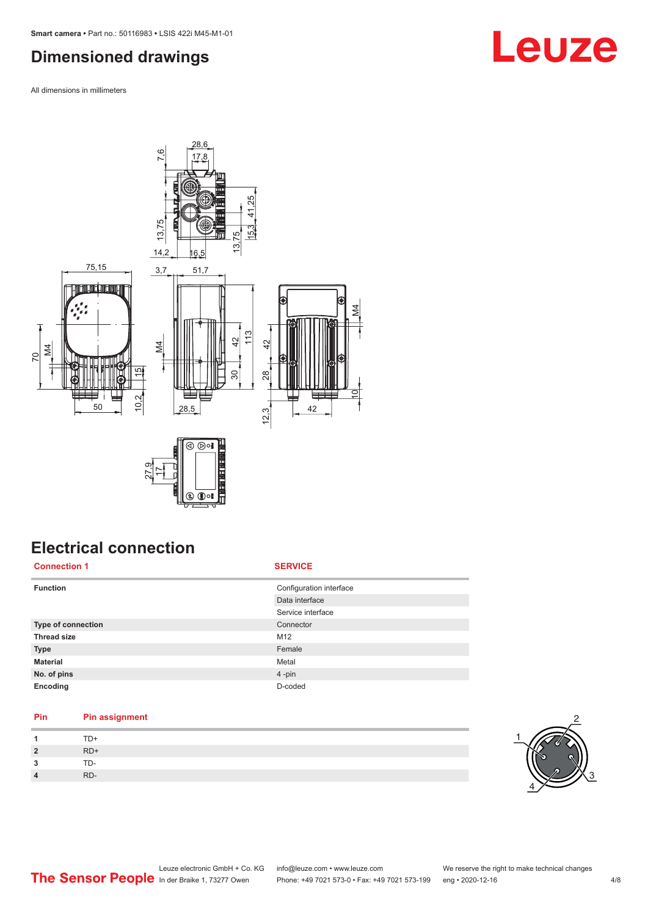## Dimensioned drawings

All dimensions in millimeters

## Electrical connection

| Connection 1 | SERVICE |
|---|---|
| **Function** | Configuration interface |
| | Data interface |
| | Service interface |
| **Type of connection** | Connector |
| **Thread size** | M12 |
| **Type** | Female |
| **Material** | Metal |
| **No. of pins** | 4 -pin |
| **Encoding** | D-coded |

| Pin | Pin assignment |
|---|---|
| **1** | TD+ |
| **2** | RD+ |
| **3** | TD- |
| **4** | RD- |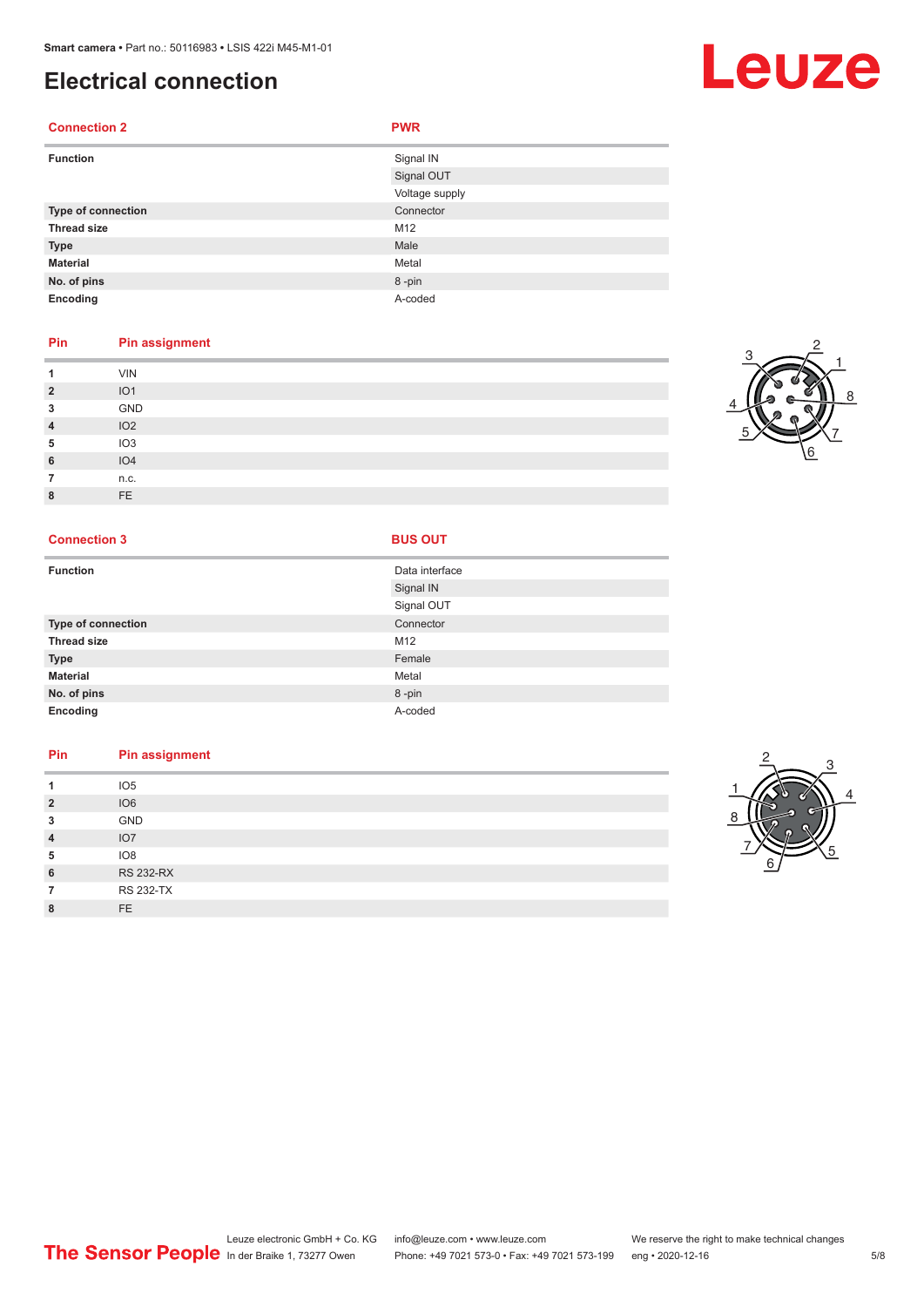# Electrical connection

| Connection 2 | PWR |
|---|---|
| **Function** | Signal IN |
| | Signal OUT |
| | Voltage supply |
| **Type of connection** | Connector |
| **Thread size** | M12 |
| **Type** | Male |
| **Material** | Metal |
| **No. of pins** | 8 -pin |
| **Encoding** | A-coded |

| Pin | Pin assignment |
|---|---|
| 1 | VIN |
| 2 | IO1 |
| 3 | GND |
| 4 | IO2 |
| 5 | IO3 |
| 6 | IO4 |
| 7 | n.c. |
| 8 | FE |

| Connection 3 | BUS OUT |
|---|---|
| **Function** | Data interface |
| | Signal IN |
| | Signal OUT |
| **Type of connection** | Connector |
| **Thread size** | M12 |
| **Type** | Female |
| **Material** | Metal |
| **No. of pins** | 8 -pin |
| **Encoding** | A-coded |

| Pin | Pin assignment |
|---|---|
| 1 | IO5 |
| 2 | IO6 |
| 3 | GND |
| 4 | IO7 |
| 5 | IO8 |
| 6 | RS 232-RX |
| 7 | RS 232-TX |
| 8 | FE |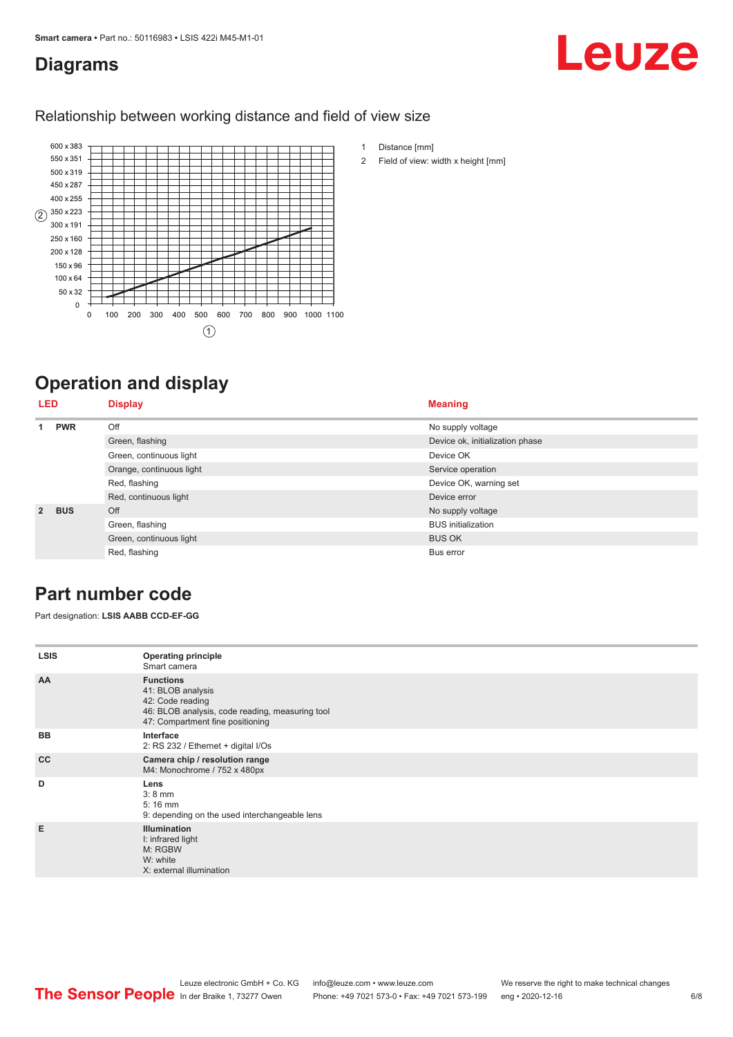## Diagrams

### Relationship between working distance and field of view size

1 Distance [mm]

2 Field of view: width x height [mm]

## Operation and display

| LED | | Display | Meaning |
|---|---|---|---|
| 1 | PWR | Off | No supply voltage |
| | | Green, flashing | Device ok, initialization phase |
| | | Green, continuous light | Device OK |
| | | Orange, continuous light | Service operation |
| | | Red, flashing | Device OK, warning set |
| | | Red, continuous light | Device error |
| 2 | BUS | Off | No supply voltage |
| | | Green, flashing | BUS initialization |
| | | Green, continuous light | BUS OK |
| | | Red, flashing | Bus error |

## Part number code

Part designation: **LSIS AABB CCD-EF-GG**

| | |
|---|---|
| LSIS | **Operating principle**<br>Smart camera |
| AA | **Functions**<br>41: BLOB analysis<br>42: Code reading<br>46: BLOB analysis, code reading, measuring tool<br>47: Compartment fine positioning |
| BB | **Interface**<br>2: RS 232 / Ethernet + digital I/Os |
| CC | **Camera chip / resolution range**<br>M4: Monochrome / 752 x 480px |
| D | **Lens**<br>3: 8 mm<br>5: 16 mm<br>9: depending on the used interchangeable lens |
| E | **Illumination**<br>I: infrared light<br>M: RGBW<br>W: white<br>X: external illumination |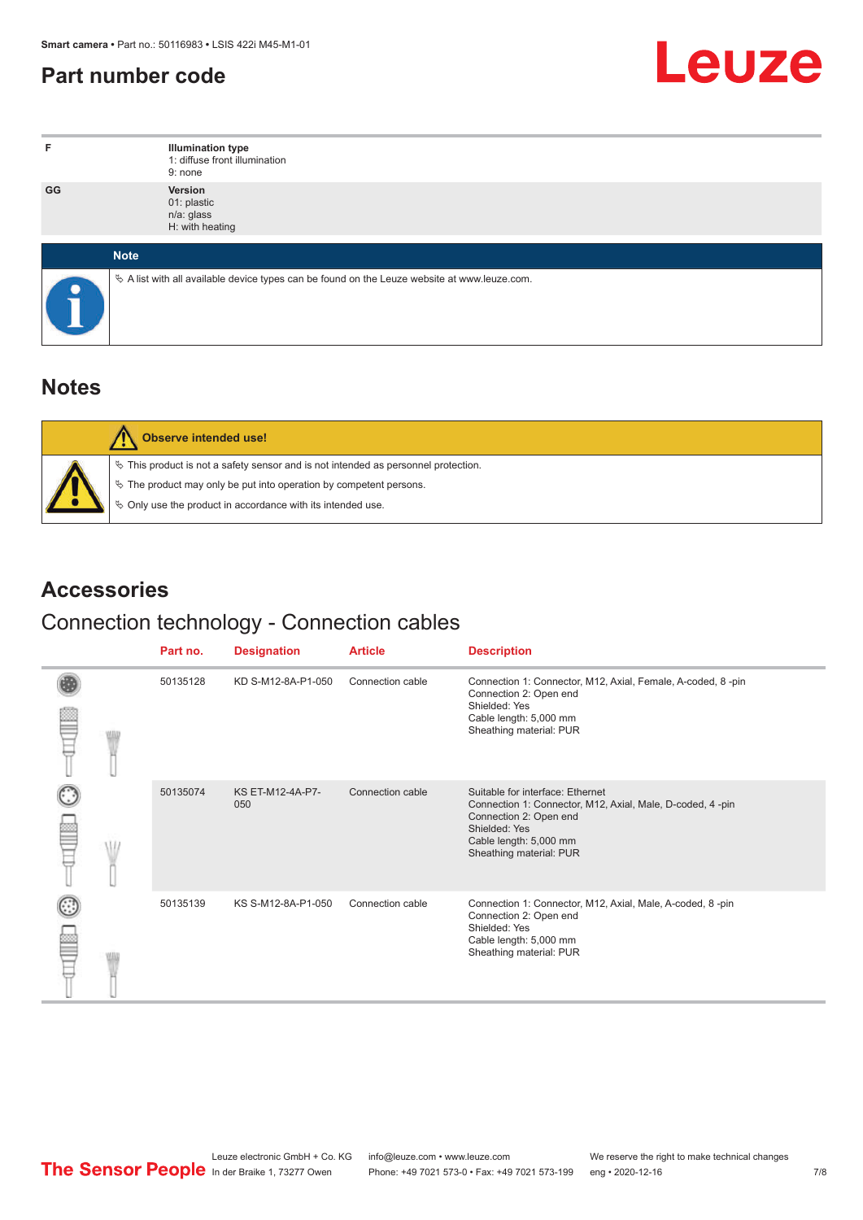# Part number code

| | |
|---|---|
| F | **Illumination type**<br>1: diffuse front illumination<br>9: none |
| GG | **Version**<br>01: plastic<br>n/a: glass<br>H: with heating |

**Note**

↳ A list with all available device types can be found on the Leuze website at www.leuze.com.

# Notes

**Observe intended use!**

↳ This product is not a safety sensor and is not intended as personnel protection.

↳ The product may only be put into operation by competent persons.

↳ Only use the product in accordance with its intended use.

# Accessories

## Connection technology - Connection cables

| Part no. | Designation | Article | Description |
|---|---|---|---|
| 50135128 | KD S-M12-8A-P1-050 | Connection cable | Connection 1: Connector, M12, Axial, Female, A-coded, 8 -pin<br>Connection 2: Open end<br>Shielded: Yes<br>Cable length: 5,000 mm<br>Sheathing material: PUR |
| 50135074 | KS ET-M12-4A-P7-050 | Connection cable | Suitable for interface: Ethernet<br>Connection 1: Connector, M12, Axial, Male, D-coded, 4 -pin<br>Connection 2: Open end<br>Shielded: Yes<br>Cable length: 5,000 mm<br>Sheathing material: PUR |
| 50135139 | KS S-M12-8A-P1-050 | Connection cable | Connection 1: Connector, M12, Axial, Male, A-coded, 8 -pin<br>Connection 2: Open end<br>Shielded: Yes<br>Cable length: 5,000 mm<br>Sheathing material: PUR |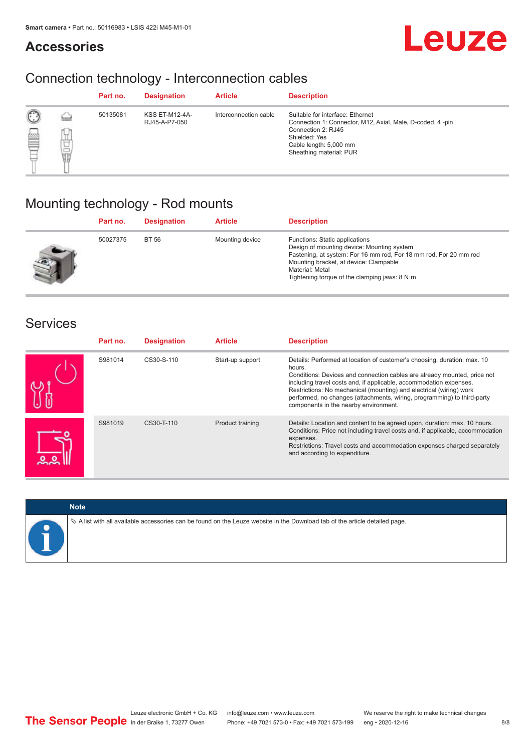## Accessories

### Connection technology - Interconnection cables

| | Part no. | Designation | Article | Description |
|---|---|---|---|---|
| | 50135081 | KSS ET-M12-4A-RJ45-A-P7-050 | Interconnection cable | Suitable for interface: Ethernet<br>Connection 1: Connector, M12, Axial, Male, D-coded, 4 -pin<br>Connection 2: RJ45<br>Shielded: Yes<br>Cable length: 5,000 mm<br>Sheathing material: PUR |

### Mounting technology - Rod mounts

| | Part no. | Designation | Article | Description |
|---|---|---|---|---|
| | 50027375 | BT 56 | Mounting device | Functions: Static applications<br>Design of mounting device: Mounting system<br>Fastening, at system: For 16 mm rod, For 18 mm rod, For 20 mm rod<br>Mounting bracket, at device: Clampable<br>Material: Metal<br>Tightening torque of the clamping jaws: 8 N·m |

### Services

| | Part no. | Designation | Article | Description |
|---|---|---|---|---|
| | S981014 | CS30-S-110 | Start-up support | Details: Performed at location of customer's choosing, duration: max. 10 hours.<br>Conditions: Devices and connection cables are already mounted, price not including travel costs and, if applicable, accommodation expenses.<br>Restrictions: No mechanical (mounting) and electrical (wiring) work performed, no changes (attachments, wiring, programming) to third-party components in the nearby environment. |
| | S981019 | CS30-T-110 | Product training | Details: Location and content to be agreed upon, duration: max. 10 hours.<br>Conditions: Price not including travel costs and, if applicable, accommodation expenses.<br>Restrictions: Travel costs and accommodation expenses charged separately and according to expenditure. |

**Note**

↳ A list with all available accessories can be found on the Leuze website in the Download tab of the article detailed page.